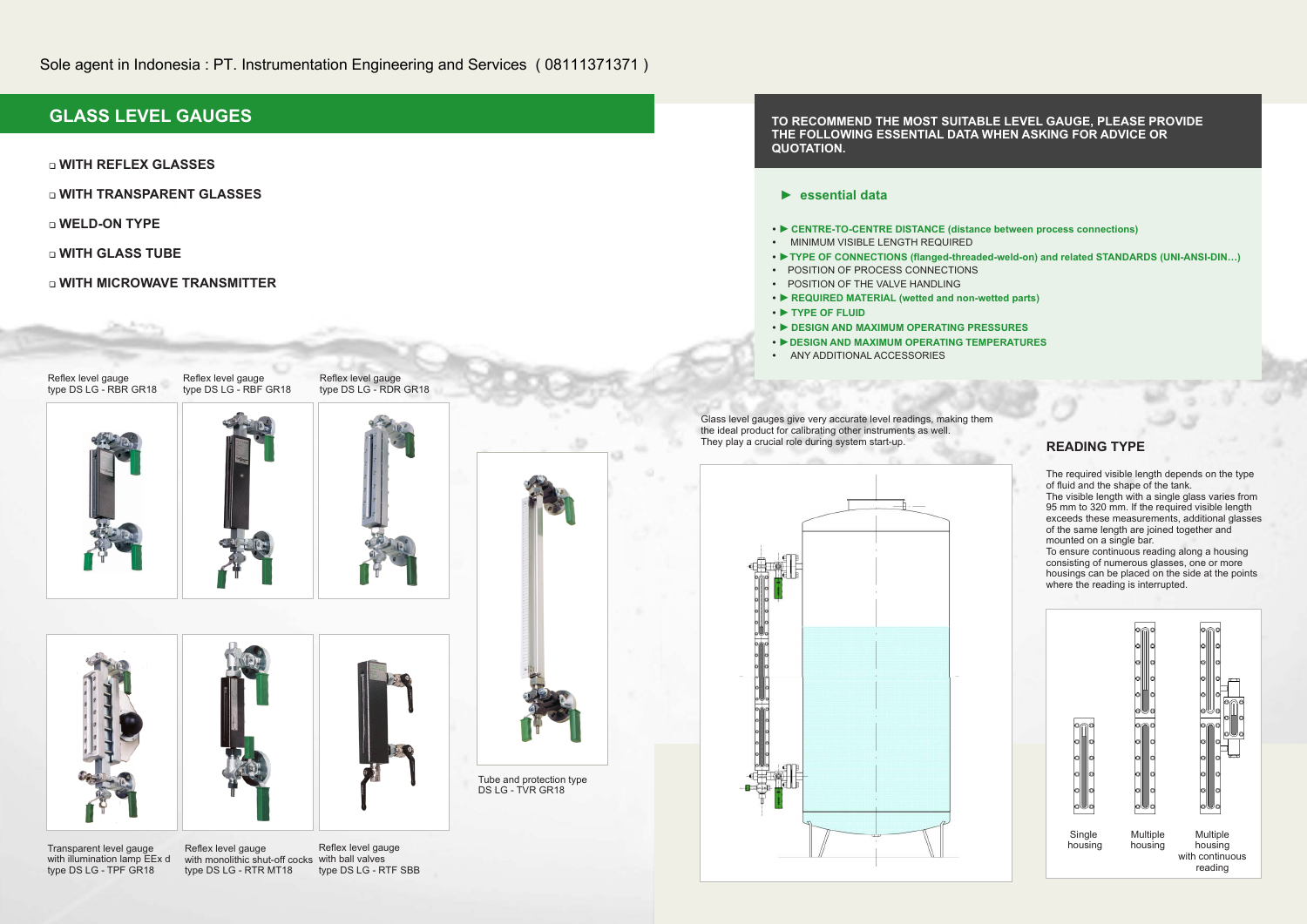Sole agent in Indonesia : PT. Instrumentation Engineering and Services ( 08111371371 )

## GLASS LEVEL GAUGES

- WITH REFLEX GLASSES
- WITH TRANSPARENT GLASSES
- WELD-ON TYPE
- WITH GLASS TUBE
- WITH MICROWAVE TRANSMITTER

Reflex level gauge
type DS LG - RBR GR18

Reflex level gauge
type DS LG - RBF GR18

Reflex level gauge
type DS LG - RDR GR18

Tube and protection type
DS LG - TVR GR18

Transparent level gauge
with illumination lamp EEx d
type DS LG - TPF GR18

Reflex level gauge
with monolithic shut-off cocks
type DS LG - RTR MT18

Reflex level gauge
with ball valves
type DS LG - RTF SBB

**TO RECOMMEND THE MOST SUITABLE LEVEL GAUGE, PLEASE PROVIDE THE FOLLOWING ESSENTIAL DATA WHEN ASKING FOR ADVICE OR QUOTATION.**

### ► essential data

- ► **CENTRE-TO-CENTRE DISTANCE (distance between process connections)**
- MINIMUM VISIBLE LENGTH REQUIRED
- ► **TYPE OF CONNECTIONS (flanged-threaded-weld-on) and related STANDARDS (UNI-ANSI-DIN…)**
- POSITION OF PROCESS CONNECTIONS
- POSITION OF THE VALVE HANDLING
- ► **REQUIRED MATERIAL (wetted and non-wetted parts)**
- ► **TYPE OF FLUID**
- ► **DESIGN AND MAXIMUM OPERATING PRESSURES**
- ► **DESIGN AND MAXIMUM OPERATING TEMPERATURES**
- ANY ADDITIONAL ACCESSORIES

Glass level gauges give very accurate level readings, making them the ideal product for calibrating other instruments as well.
They play a crucial role during system start-up.

### READING TYPE

The required visible length depends on the type of fluid and the shape of the tank.
The visible length with a single glass varies from 95 mm to 320 mm. If the required visible length exceeds these measurements, additional glasses of the same length are joined together and mounted on a single bar.
To ensure continuous reading along a housing consisting of numerous glasses, one or more housings can be placed on the side at the points where the reading is interrupted.

Single housing

Multiple housing

Multiple housing with continuous reading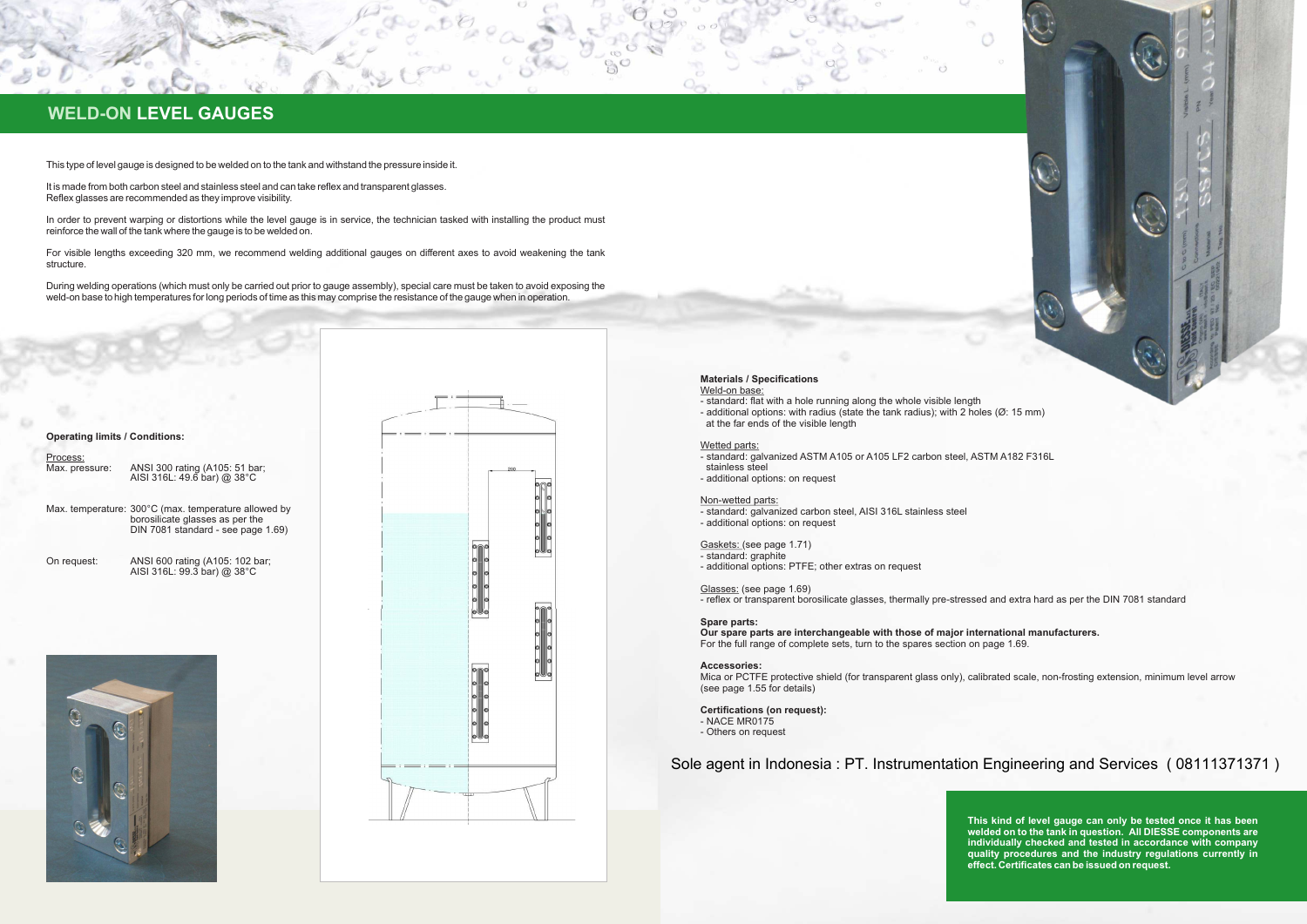# WELD-ON LEVEL GAUGES

This type of level gauge is designed to be welded on to the tank and withstand the pressure inside it.

It is made from both carbon steel and stainless steel and can take reflex and transparent glasses.
Reflex glasses are recommended as they improve visibility.

In order to prevent warping or distortions while the level gauge is in service, the technician tasked with installing the product must reinforce the wall of the tank where the gauge is to be welded on.

For visible lengths exceeding 320 mm, we recommend welding additional gauges on different axes to avoid weakening the tank structure.

During welding operations (which must only be carried out prior to gauge assembly), special care must be taken to avoid exposing the weld-on base to high temperatures for long periods of time as this may comprise the resistance of the gauge when in operation.

**Operating limits / Conditions:**

Process:

Max. pressure: ANSI 300 rating (A105: 51 bar; AISI 316L: 49.6 bar) @ 38°C

Max. temperature: 300°C (max. temperature allowed by borosilicate glasses as per the DIN 7081 standard - see page 1.69)

On request: ANSI 600 rating (A105: 102 bar; AISI 316L: 99.3 bar) @ 38°C

200

**Materials / Specifications**

Weld-on base:
- standard: flat with a hole running along the whole visible length
- additional options: with radius (state the tank radius); with 2 holes (Ø: 15 mm) at the far ends of the visible length

Wetted parts:
- standard: galvanized ASTM A105 or A105 LF2 carbon steel, ASTM A182 F316L stainless steel
- additional options: on request

Non-wetted parts:
- standard: galvanized carbon steel, AISI 316L stainless steel
- additional options: on request

Gaskets: (see page 1.71)
- standard: graphite
- additional options: PTFE; other extras on request

Glasses: (see page 1.69)
- reflex or transparent borosilicate glasses, thermally pre-stressed and extra hard as per the DIN 7081 standard

**Spare parts:**
**Our spare parts are interchangeable with those of major international manufacturers.**
For the full range of complete sets, turn to the spares section on page 1.69.

**Accessories:**
Mica or PCTFE protective shield (for transparent glass only), calibrated scale, non-frosting extension, minimum level arrow (see page 1.55 for details)

**Certifications (on request):**
- NACE MR0175
- Others on request

Sole agent in Indonesia : PT. Instrumentation Engineering and Services ( 08111371371 )

**This kind of level gauge can only be tested once it has been welded on to the tank in question. All DIESSE components are individually checked and tested in accordance with company quality procedures and the industry regulations currently in effect. Certificates can be issued on request.**